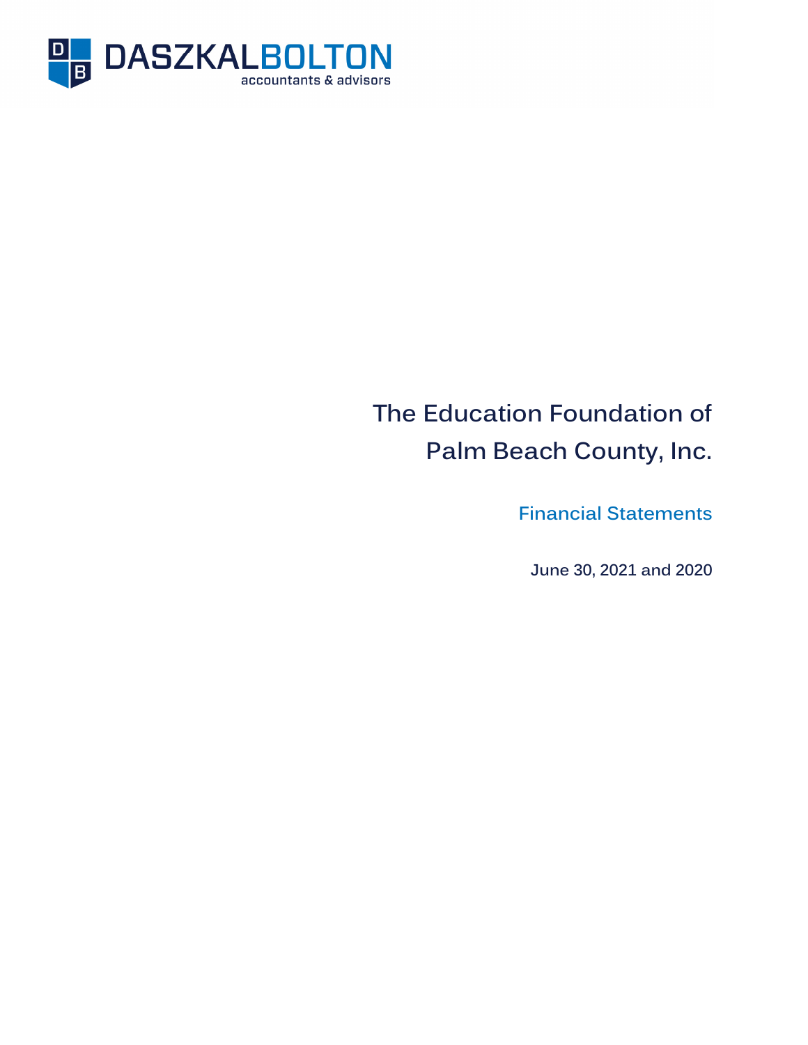DASZKALBOLTON

accountants & advisors

# The Education Foundation of Palm Beach County, Inc.

## Financial Statements

June 30, 2021 and 2020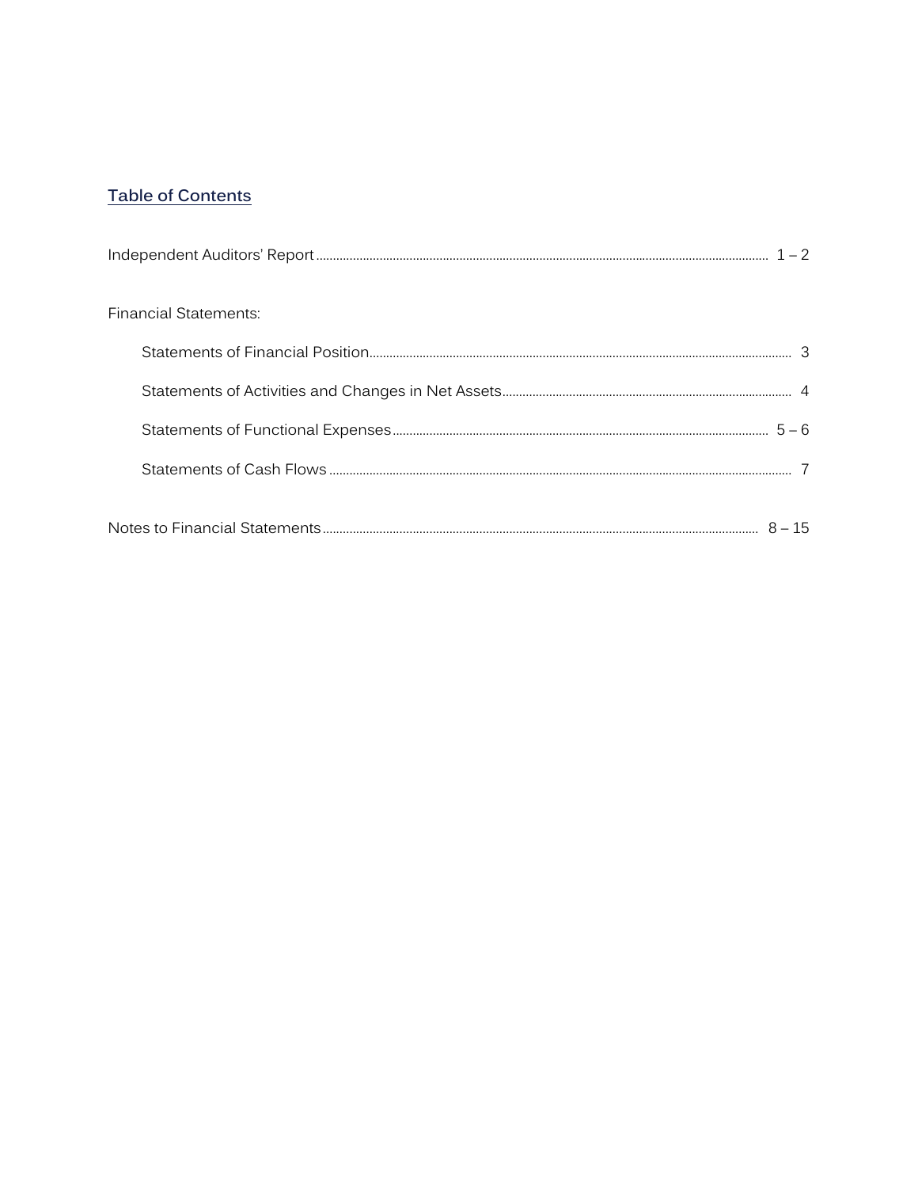## Table of Contents

| | |
|---|---|
| Independent Auditors' Report | 1 – 2 |
| Financial Statements: | |
| Statements of Financial Position | 3 |
| Statements of Activities and Changes in Net Assets | 4 |
| Statements of Functional Expenses | 5 – 6 |
| Statements of Cash Flows | 7 |
| Notes to Financial Statements | 8 – 15 |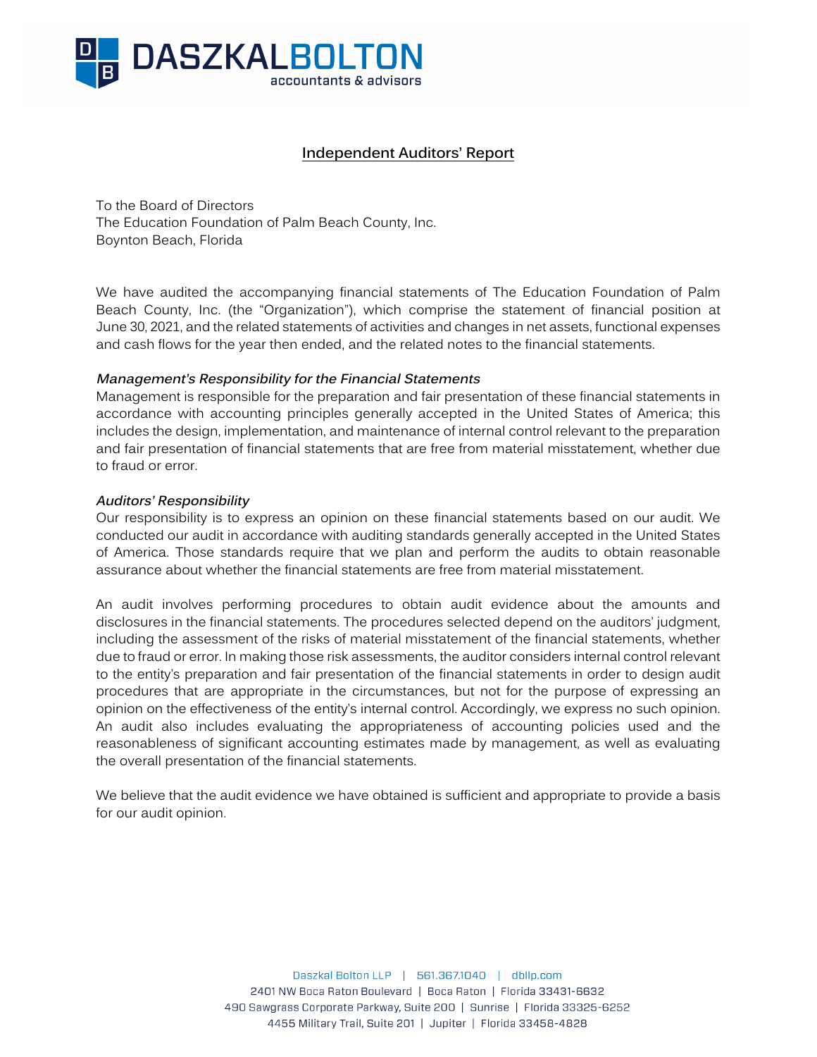DASZKALBOLTON
accountants & advisors

## Independent Auditors' Report

To the Board of Directors
The Education Foundation of Palm Beach County, Inc.
Boynton Beach, Florida

We have audited the accompanying financial statements of The Education Foundation of Palm Beach County, Inc. (the "Organization"), which comprise the statement of financial position at June 30, 2021, and the related statements of activities and changes in net assets, functional expenses and cash flows for the year then ended, and the related notes to the financial statements.

***Management's Responsibility for the Financial Statements***
Management is responsible for the preparation and fair presentation of these financial statements in accordance with accounting principles generally accepted in the United States of America; this includes the design, implementation, and maintenance of internal control relevant to the preparation and fair presentation of financial statements that are free from material misstatement, whether due to fraud or error.

***Auditors' Responsibility***
Our responsibility is to express an opinion on these financial statements based on our audit. We conducted our audit in accordance with auditing standards generally accepted in the United States of America. Those standards require that we plan and perform the audits to obtain reasonable assurance about whether the financial statements are free from material misstatement.

An audit involves performing procedures to obtain audit evidence about the amounts and disclosures in the financial statements. The procedures selected depend on the auditors' judgment, including the assessment of the risks of material misstatement of the financial statements, whether due to fraud or error. In making those risk assessments, the auditor considers internal control relevant to the entity's preparation and fair presentation of the financial statements in order to design audit procedures that are appropriate in the circumstances, but not for the purpose of expressing an opinion on the effectiveness of the entity's internal control. Accordingly, we express no such opinion. An audit also includes evaluating the appropriateness of accounting policies used and the reasonableness of significant accounting estimates made by management, as well as evaluating the overall presentation of the financial statements.

We believe that the audit evidence we have obtained is sufficient and appropriate to provide a basis for our audit opinion.

Daszkal Bolton LLP | 561.367.1040 | dbllp.com
2401 NW Boca Raton Boulevard | Boca Raton | Florida 33431-6632
490 Sawgrass Corporate Parkway, Suite 200 | Sunrise | Florida 33325-6252
4455 Military Trail, Suite 201 | Jupiter | Florida 33458-4828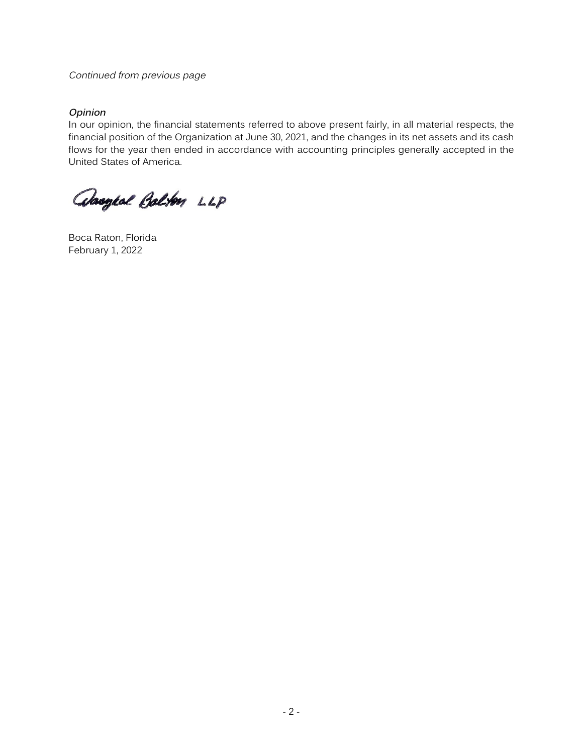*Continued from previous page*

***Opinion***

In our opinion, the financial statements referred to above present fairly, in all material respects, the financial position of the Organization at June 30, 2021, and the changes in its net assets and its cash flows for the year then ended in accordance with accounting principles generally accepted in the United States of America.

Daszkal Bolton LLP

Boca Raton, Florida
February 1, 2022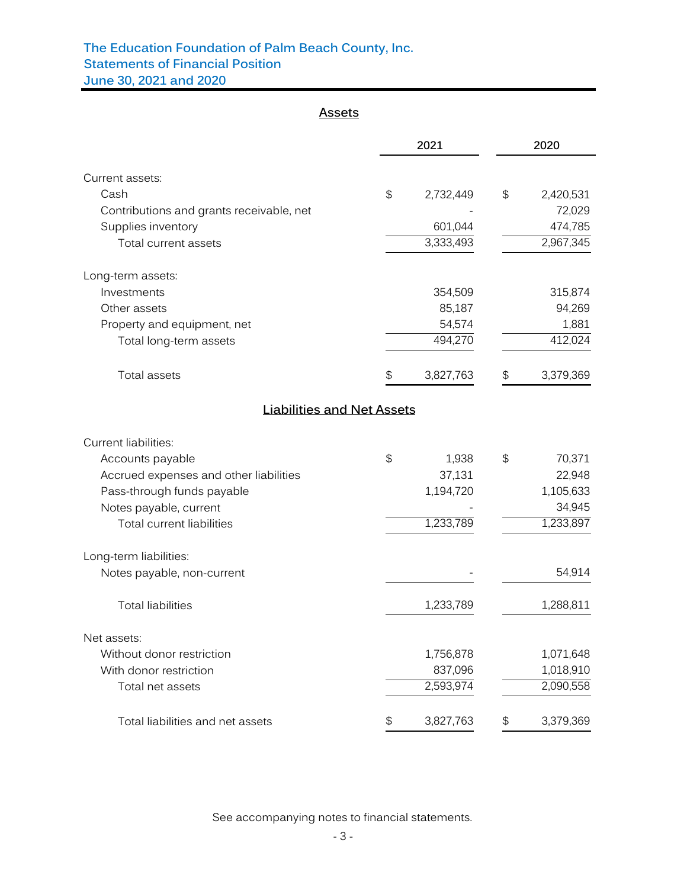# The Education Foundation of Palm Beach County, Inc.
## Statements of Financial Position
## June 30, 2021 and 2020

### Assets

| | 2021 | 2020 |
|---|---|---|
| Current assets: | | |
| Cash | $ 2,732,449 | $ 2,420,531 |
| Contributions and grants receivable, net | - | 72,029 |
| Supplies inventory | 601,044 | 474,785 |
| Total current assets | 3,333,493 | 2,967,345 |
| Long-term assets: | | |
| Investments | 354,509 | 315,874 |
| Other assets | 85,187 | 94,269 |
| Property and equipment, net | 54,574 | 1,881 |
| Total long-term assets | 494,270 | 412,024 |
| Total assets | $ 3,827,763 | $ 3,379,369 |

### Liabilities and Net Assets

| | 2021 | 2020 |
|---|---|---|
| Current liabilities: | | |
| Accounts payable | $ 1,938 | $ 70,371 |
| Accrued expenses and other liabilities | 37,131 | 22,948 |
| Pass-through funds payable | 1,194,720 | 1,105,633 |
| Notes payable, current | - | 34,945 |
| Total current liabilities | 1,233,789 | 1,233,897 |
| Long-term liabilities: | | |
| Notes payable, non-current | - | 54,914 |
| Total liabilities | 1,233,789 | 1,288,811 |
| Net assets: | | |
| Without donor restriction | 1,756,878 | 1,071,648 |
| With donor restriction | 837,096 | 1,018,910 |
| Total net assets | 2,593,974 | 2,090,558 |
| Total liabilities and net assets | $ 3,827,763 | $ 3,379,369 |

See accompanying notes to financial statements.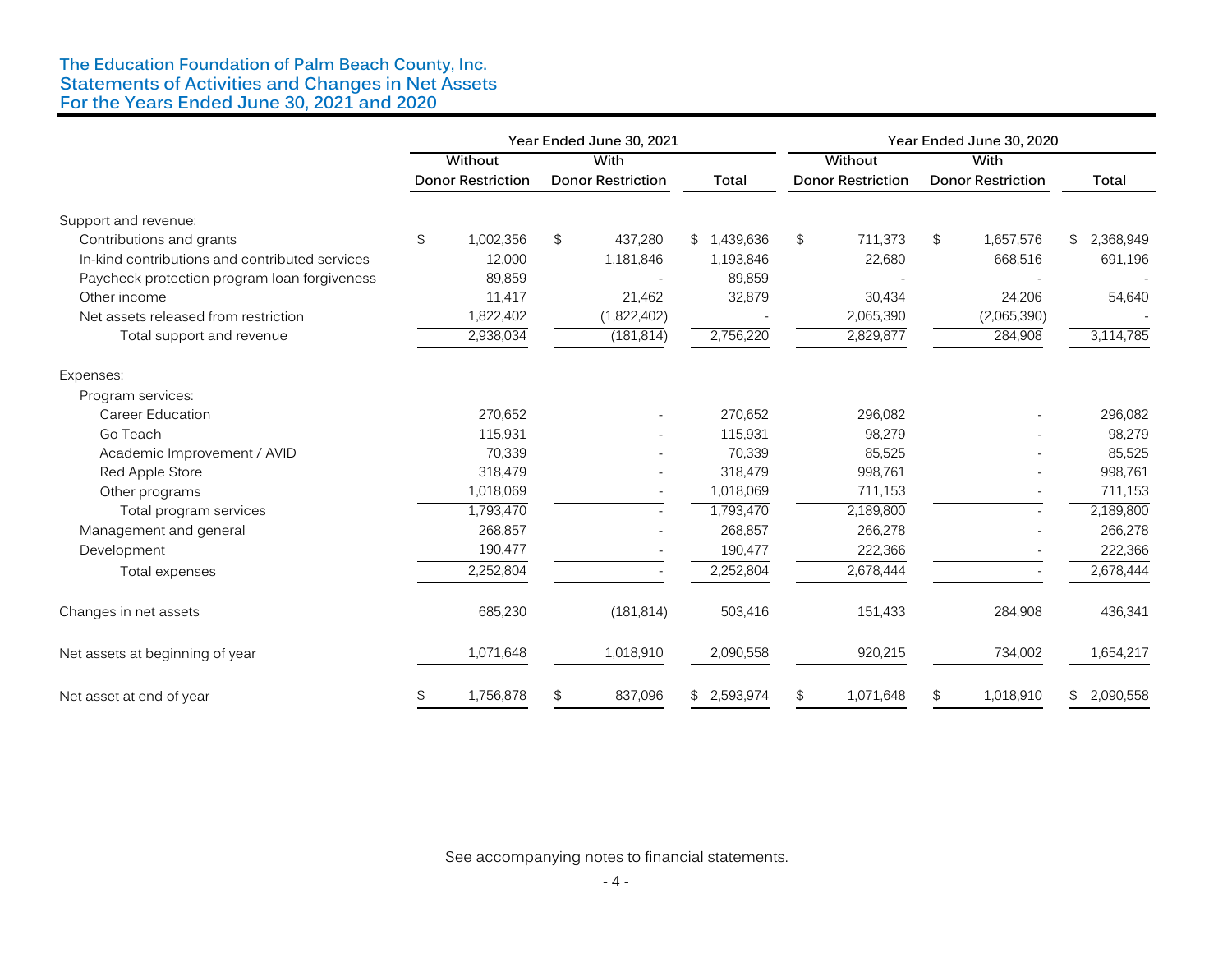## The Education Foundation of Palm Beach County, Inc.
## Statements of Activities and Changes in Net Assets
## For the Years Ended June 30, 2021 and 2020

| | Year Ended June 30, 2021 | | | Year Ended June 30, 2020 | | |
|---|---|---|---|---|---|---|
| | Without Donor Restriction | With Donor Restriction | Total | Without Donor Restriction | With Donor Restriction | Total |
| Support and revenue: | | | | | | |
| Contributions and grants | $ 1,002,356 | $ 437,280 | $ 1,439,636 | $ 711,373 | $ 1,657,576 | $ 2,368,949 |
| In-kind contributions and contributed services | 12,000 | 1,181,846 | 1,193,846 | 22,680 | 668,516 | 691,196 |
| Paycheck protection program loan forgiveness | 89,859 | - | 89,859 | - | - | - |
| Other income | 11,417 | 21,462 | 32,879 | 30,434 | 24,206 | 54,640 |
| Net assets released from restriction | 1,822,402 | (1,822,402) | - | 2,065,390 | (2,065,390) | - |
| Total support and revenue | 2,938,034 | (181,814) | 2,756,220 | 2,829,877 | 284,908 | 3,114,785 |
| Expenses: | | | | | | |
| Program services: | | | | | | |
| Career Education | 270,652 | - | 270,652 | 296,082 | - | 296,082 |
| Go Teach | 115,931 | - | 115,931 | 98,279 | - | 98,279 |
| Academic Improvement / AVID | 70,339 | - | 70,339 | 85,525 | - | 85,525 |
| Red Apple Store | 318,479 | - | 318,479 | 998,761 | - | 998,761 |
| Other programs | 1,018,069 | - | 1,018,069 | 711,153 | - | 711,153 |
| Total program services | 1,793,470 | - | 1,793,470 | 2,189,800 | - | 2,189,800 |
| Management and general | 268,857 | - | 268,857 | 266,278 | - | 266,278 |
| Development | 190,477 | - | 190,477 | 222,366 | - | 222,366 |
| Total expenses | 2,252,804 | - | 2,252,804 | 2,678,444 | - | 2,678,444 |
| Changes in net assets | 685,230 | (181,814) | 503,416 | 151,433 | 284,908 | 436,341 |
| Net assets at beginning of year | 1,071,648 | 1,018,910 | 2,090,558 | 920,215 | 734,002 | 1,654,217 |
| Net asset at end of year | $ 1,756,878 | $ 837,096 | $ 2,593,974 | $ 1,071,648 | $ 1,018,910 | $ 2,090,558 |

See accompanying notes to financial statements.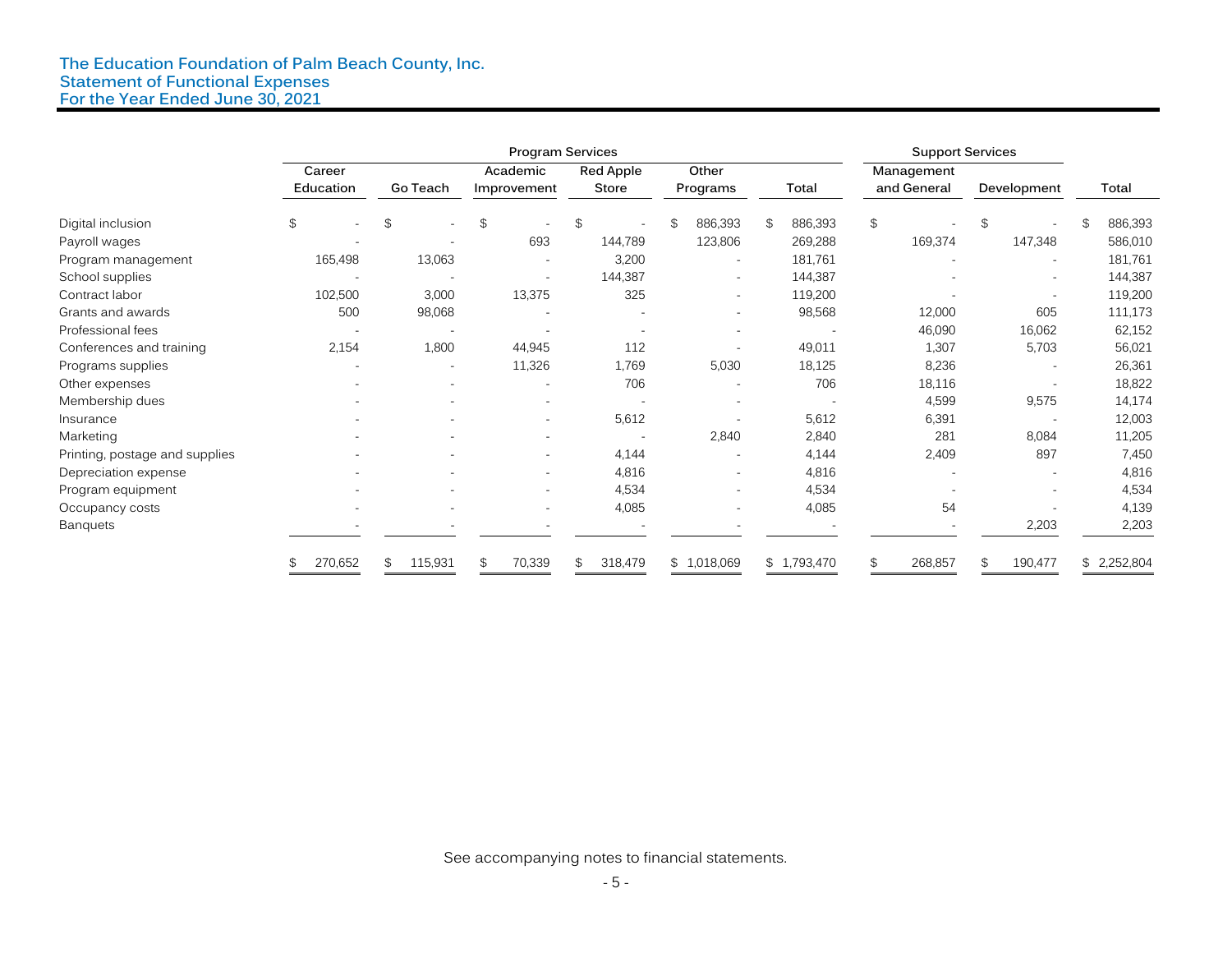# The Education Foundation of Palm Beach County, Inc.
## Statement of Functional Expenses
## For the Year Ended June 30, 2021

| | Program Services | | | | | | Support Services | | |
|---|---|---|---|---|---|---|---|---|---|
| | Career Education | Go Teach | Academic Improvement | Red Apple Store | Other Programs | Total | Management and General | Development | Total |
| Digital inclusion | $ - | $ - | $ - | $ - | $ 886,393 | $ 886,393 | $ - | $ - | $ 886,393 |
| Payroll wages | - | - | 693 | 144,789 | 123,806 | 269,288 | 169,374 | 147,348 | 586,010 |
| Program management | 165,498 | 13,063 | - | 3,200 | - | 181,761 | - | - | 181,761 |
| School supplies | - | - | - | 144,387 | - | 144,387 | - | - | 144,387 |
| Contract labor | 102,500 | 3,000 | 13,375 | 325 | - | 119,200 | - | - | 119,200 |
| Grants and awards | 500 | 98,068 | - | - | - | 98,568 | 12,000 | 605 | 111,173 |
| Professional fees | - | - | - | - | - | - | 46,090 | 16,062 | 62,152 |
| Conferences and training | 2,154 | 1,800 | 44,945 | 112 | - | 49,011 | 1,307 | 5,703 | 56,021 |
| Programs supplies | - | - | 11,326 | 1,769 | 5,030 | 18,125 | 8,236 | - | 26,361 |
| Other expenses | - | - | - | 706 | - | 706 | 18,116 | - | 18,822 |
| Membership dues | - | - | - | - | - | - | 4,599 | 9,575 | 14,174 |
| Insurance | - | - | - | 5,612 | - | 5,612 | 6,391 | - | 12,003 |
| Marketing | - | - | - | - | 2,840 | 2,840 | 281 | 8,084 | 11,205 |
| Printing, postage and supplies | - | - | - | 4,144 | - | 4,144 | 2,409 | 897 | 7,450 |
| Depreciation expense | - | - | - | 4,816 | - | 4,816 | - | - | 4,816 |
| Program equipment | - | - | - | 4,534 | - | 4,534 | - | - | 4,534 |
| Occupancy costs | - | - | - | 4,085 | - | 4,085 | 54 | - | 4,139 |
| Banquets | - | - | - | - | - | - | - | 2,203 | 2,203 |
| | $ 270,652 | $ 115,931 | $ 70,339 | $ 318,479 | $ 1,018,069 | $ 1,793,470 | $ 268,857 | $ 190,477 | $ 2,252,804 |

See accompanying notes to financial statements.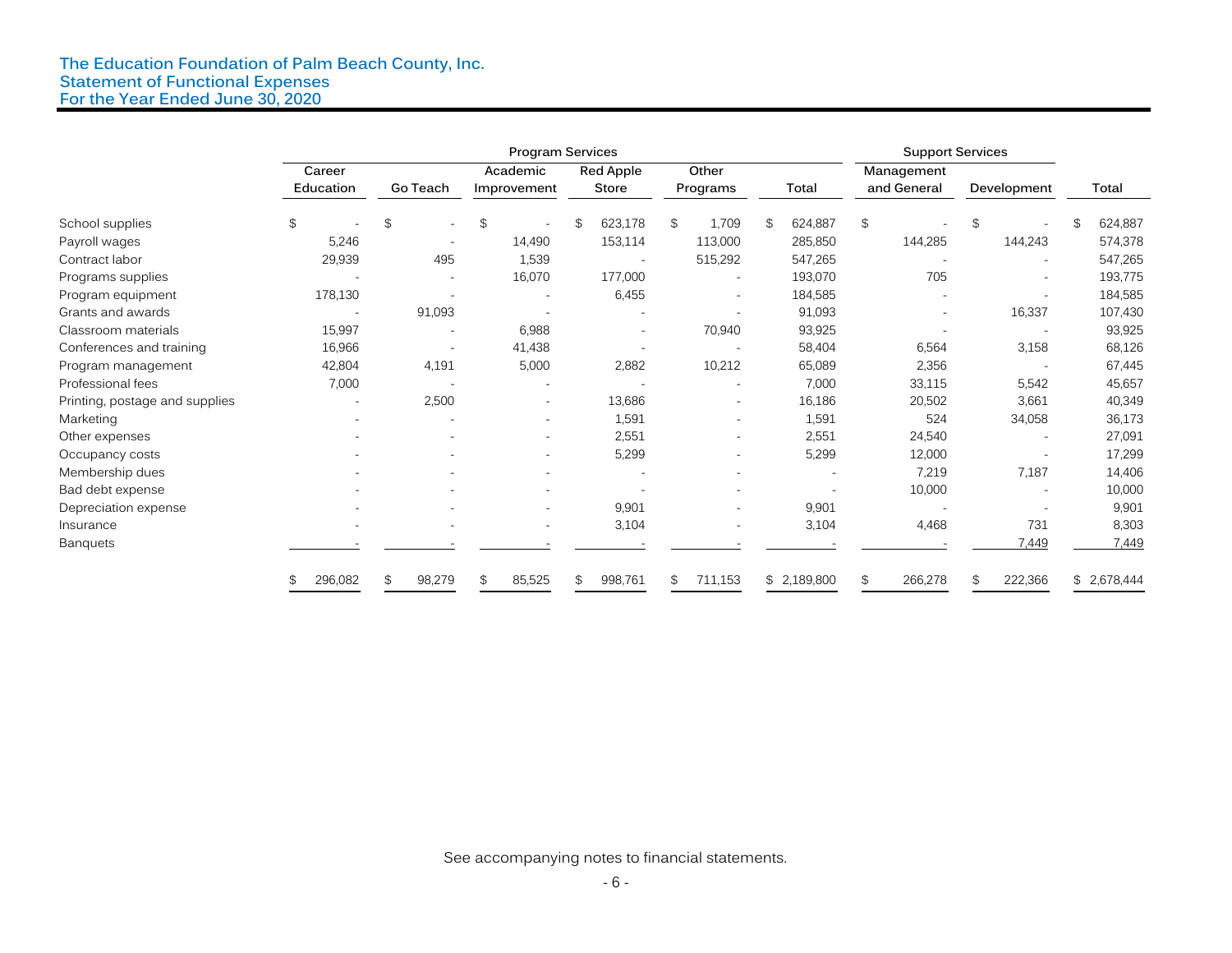# The Education Foundation of Palm Beach County, Inc.
## Statement of Functional Expenses
## For the Year Ended June 30, 2020

| | Program Services | | | | | | Support Services | | |
|---|---|---|---|---|---|---|---|---|---|
| | Career Education | Go Teach | Academic Improvement | Red Apple Store | Other Programs | Total | Management and General | Development | Total |
| School supplies | $ - | $ - | $ - | $ 623,178 | $ 1,709 | $ 624,887 | $ - | $ - | $ 624,887 |
| Payroll wages | 5,246 | - | 14,490 | 153,114 | 113,000 | 285,850 | 144,285 | 144,243 | 574,378 |
| Contract labor | 29,939 | 495 | 1,539 | - | 515,292 | 547,265 | - | - | 547,265 |
| Programs supplies | - | - | 16,070 | 177,000 | - | 193,070 | 705 | - | 193,775 |
| Program equipment | 178,130 | - | - | 6,455 | - | 184,585 | - | - | 184,585 |
| Grants and awards | - | 91,093 | - | - | - | 91,093 | - | 16,337 | 107,430 |
| Classroom materials | 15,997 | - | 6,988 | - | 70,940 | 93,925 | - | - | 93,925 |
| Conferences and training | 16,966 | - | 41,438 | - | - | 58,404 | 6,564 | 3,158 | 68,126 |
| Program management | 42,804 | 4,191 | 5,000 | 2,882 | 10,212 | 65,089 | 2,356 | - | 67,445 |
| Professional fees | 7,000 | - | - | - | - | 7,000 | 33,115 | 5,542 | 45,657 |
| Printing, postage and supplies | - | 2,500 | - | 13,686 | - | 16,186 | 20,502 | 3,661 | 40,349 |
| Marketing | - | - | - | 1,591 | - | 1,591 | 524 | 34,058 | 36,173 |
| Other expenses | - | - | - | 2,551 | - | 2,551 | 24,540 | - | 27,091 |
| Occupancy costs | - | - | - | 5,299 | - | 5,299 | 12,000 | - | 17,299 |
| Membership dues | - | - | - | - | - | - | 7,219 | 7,187 | 14,406 |
| Bad debt expense | - | - | - | - | - | - | 10,000 | - | 10,000 |
| Depreciation expense | - | - | - | 9,901 | - | 9,901 | - | - | 9,901 |
| Insurance | - | - | - | 3,104 | - | 3,104 | 4,468 | 731 | 8,303 |
| Banquets | - | - | - | - | - | - | - | 7,449 | 7,449 |
| | $ 296,082 | $ 98,279 | $ 85,525 | $ 998,761 | $ 711,153 | $ 2,189,800 | $ 266,278 | $ 222,366 | $ 2,678,444 |

See accompanying notes to financial statements.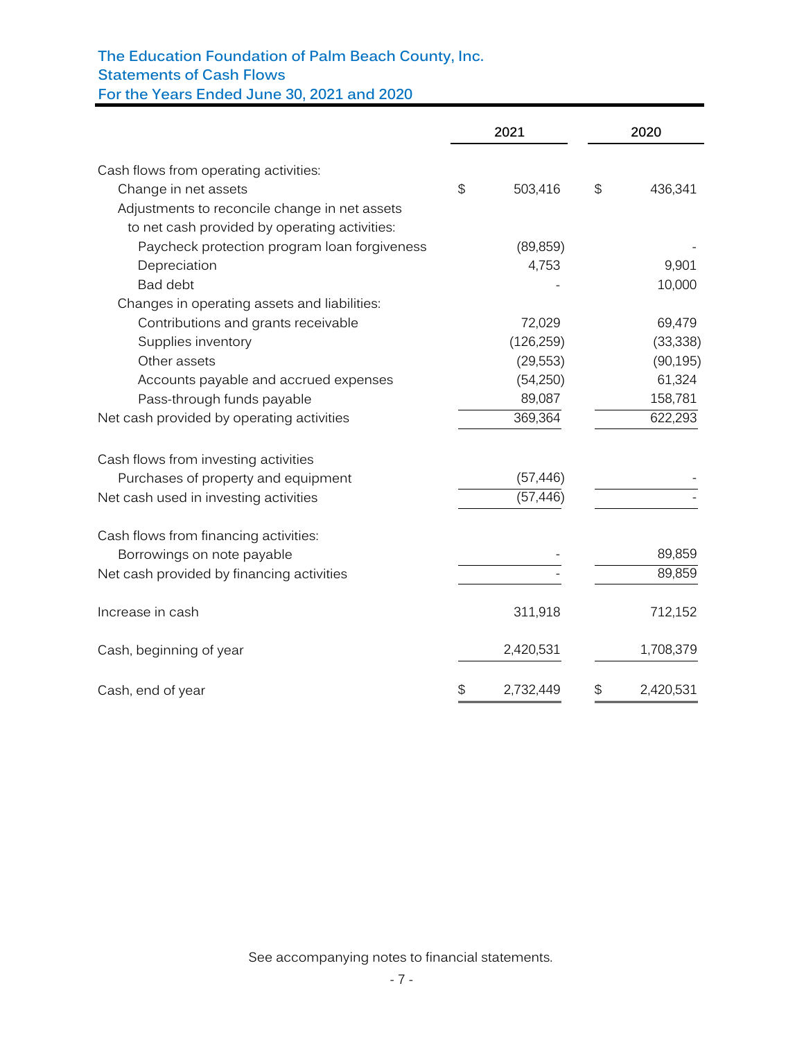# The Education Foundation of Palm Beach County, Inc.
## Statements of Cash Flows
### For the Years Ended June 30, 2021 and 2020

| | 2021 | 2020 |
|---|---|---|
| Cash flows from operating activities: | | |
| Change in net assets | $ 503,416 | $ 436,341 |
| Adjustments to reconcile change in net assets to net cash provided by operating activities: | | |
| Paycheck protection program loan forgiveness | (89,859) | - |
| Depreciation | 4,753 | 9,901 |
| Bad debt | - | 10,000 |
| Changes in operating assets and liabilities: | | |
| Contributions and grants receivable | 72,029 | 69,479 |
| Supplies inventory | (126,259) | (33,338) |
| Other assets | (29,553) | (90,195) |
| Accounts payable and accrued expenses | (54,250) | 61,324 |
| Pass-through funds payable | 89,087 | 158,781 |
| Net cash provided by operating activities | 369,364 | 622,293 |
| Cash flows from investing activities | | |
| Purchases of property and equipment | (57,446) | - |
| Net cash used in investing activities | (57,446) | - |
| Cash flows from financing activities: | | |
| Borrowings on note payable | - | 89,859 |
| Net cash provided by financing activities | - | 89,859 |
| Increase in cash | 311,918 | 712,152 |
| Cash, beginning of year | 2,420,531 | 1,708,379 |
| Cash, end of year | $ 2,732,449 | $ 2,420,531 |

See accompanying notes to financial statements.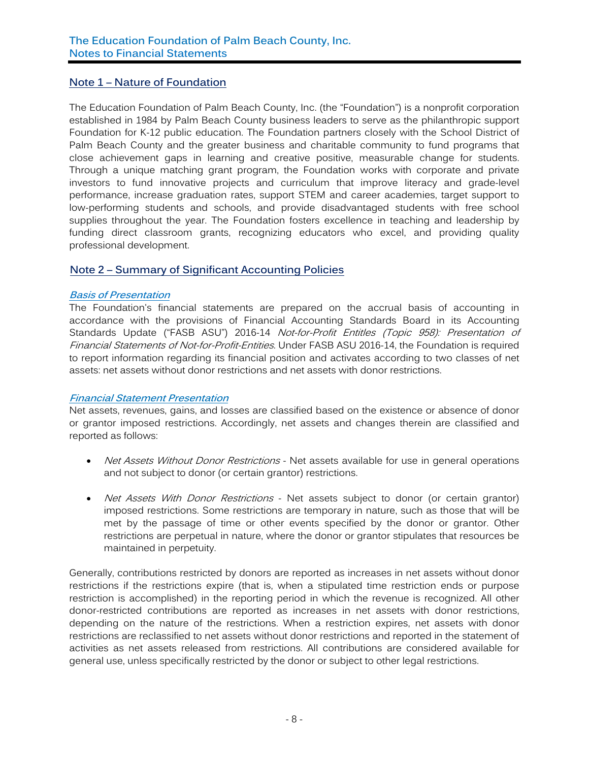## Note 1 – Nature of Foundation

The Education Foundation of Palm Beach County, Inc. (the "Foundation") is a nonprofit corporation established in 1984 by Palm Beach County business leaders to serve as the philanthropic support Foundation for K-12 public education. The Foundation partners closely with the School District of Palm Beach County and the greater business and charitable community to fund programs that close achievement gaps in learning and creative positive, measurable change for students. Through a unique matching grant program, the Foundation works with corporate and private investors to fund innovative projects and curriculum that improve literacy and grade-level performance, increase graduation rates, support STEM and career academies, target support to low-performing students and schools, and provide disadvantaged students with free school supplies throughout the year. The Foundation fosters excellence in teaching and leadership by funding direct classroom grants, recognizing educators who excel, and providing quality professional development.

## Note 2 – Summary of Significant Accounting Policies

### *Basis of Presentation*

The Foundation's financial statements are prepared on the accrual basis of accounting in accordance with the provisions of Financial Accounting Standards Board in its Accounting Standards Update ("FASB ASU") 2016-14 *Not-for-Profit Entitles (Topic 958): Presentation of Financial Statements of Not-for-Profit-Entities*. Under FASB ASU 2016-14, the Foundation is required to report information regarding its financial position and activates according to two classes of net assets: net assets without donor restrictions and net assets with donor restrictions.

### *Financial Statement Presentation*

Net assets, revenues, gains, and losses are classified based on the existence or absence of donor or grantor imposed restrictions. Accordingly, net assets and changes therein are classified and reported as follows:

- *Net Assets Without Donor Restrictions* - Net assets available for use in general operations and not subject to donor (or certain grantor) restrictions.

- *Net Assets With Donor Restrictions* - Net assets subject to donor (or certain grantor) imposed restrictions. Some restrictions are temporary in nature, such as those that will be met by the passage of time or other events specified by the donor or grantor. Other restrictions are perpetual in nature, where the donor or grantor stipulates that resources be maintained in perpetuity.

Generally, contributions restricted by donors are reported as increases in net assets without donor restrictions if the restrictions expire (that is, when a stipulated time restriction ends or purpose restriction is accomplished) in the reporting period in which the revenue is recognized. All other donor-restricted contributions are reported as increases in net assets with donor restrictions, depending on the nature of the restrictions. When a restriction expires, net assets with donor restrictions are reclassified to net assets without donor restrictions and reported in the statement of activities as net assets released from restrictions. All contributions are considered available for general use, unless specifically restricted by the donor or subject to other legal restrictions.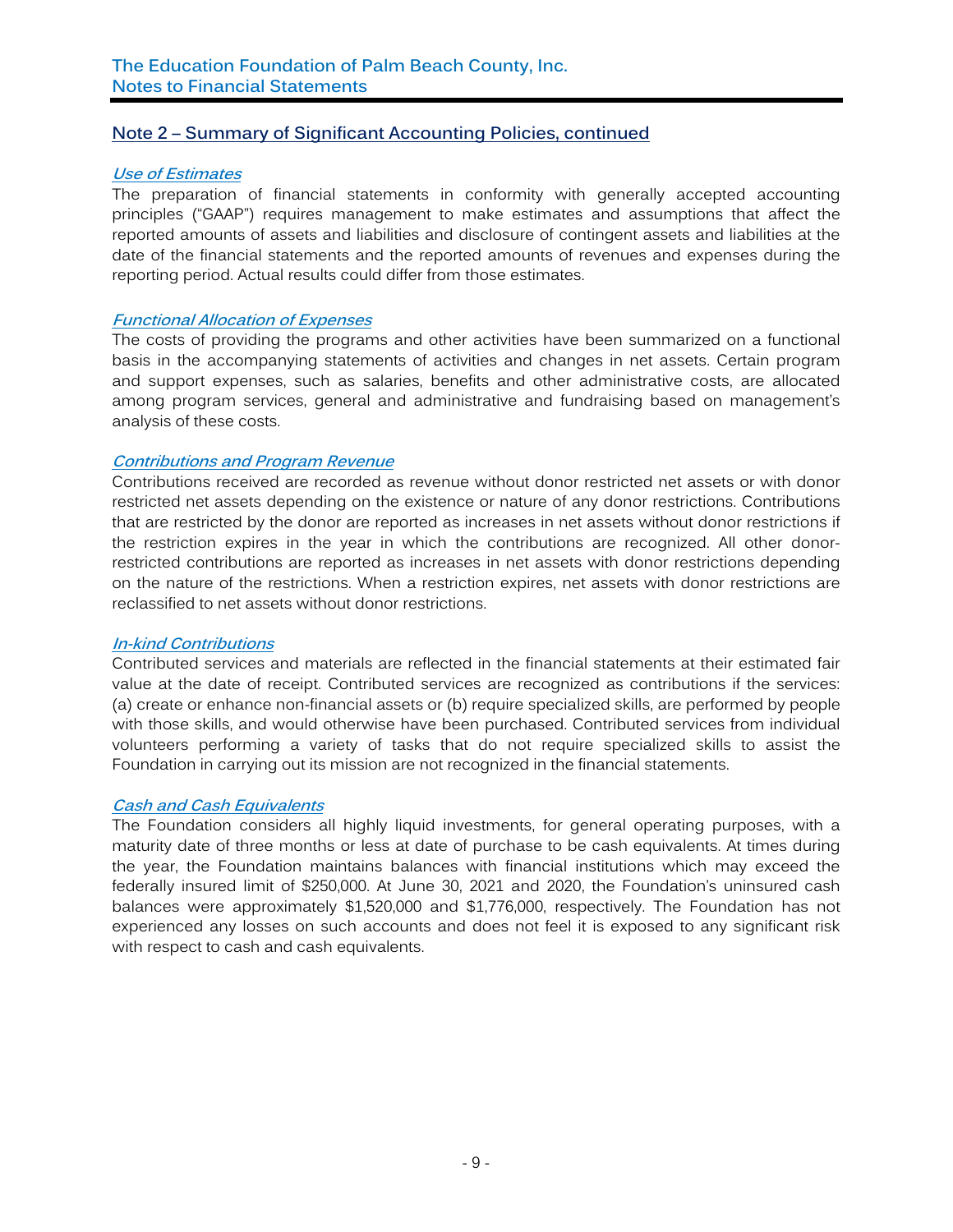## Note 2 – Summary of Significant Accounting Policies, continued

### *Use of Estimates*

The preparation of financial statements in conformity with generally accepted accounting principles ("GAAP") requires management to make estimates and assumptions that affect the reported amounts of assets and liabilities and disclosure of contingent assets and liabilities at the date of the financial statements and the reported amounts of revenues and expenses during the reporting period. Actual results could differ from those estimates.

### *Functional Allocation of Expenses*

The costs of providing the programs and other activities have been summarized on a functional basis in the accompanying statements of activities and changes in net assets. Certain program and support expenses, such as salaries, benefits and other administrative costs, are allocated among program services, general and administrative and fundraising based on management's analysis of these costs.

### *Contributions and Program Revenue*

Contributions received are recorded as revenue without donor restricted net assets or with donor restricted net assets depending on the existence or nature of any donor restrictions. Contributions that are restricted by the donor are reported as increases in net assets without donor restrictions if the restriction expires in the year in which the contributions are recognized. All other donor-restricted contributions are reported as increases in net assets with donor restrictions depending on the nature of the restrictions. When a restriction expires, net assets with donor restrictions are reclassified to net assets without donor restrictions.

### *In-kind Contributions*

Contributed services and materials are reflected in the financial statements at their estimated fair value at the date of receipt. Contributed services are recognized as contributions if the services: (a) create or enhance non-financial assets or (b) require specialized skills, are performed by people with those skills, and would otherwise have been purchased. Contributed services from individual volunteers performing a variety of tasks that do not require specialized skills to assist the Foundation in carrying out its mission are not recognized in the financial statements.

### *Cash and Cash Equivalents*

The Foundation considers all highly liquid investments, for general operating purposes, with a maturity date of three months or less at date of purchase to be cash equivalents. At times during the year, the Foundation maintains balances with financial institutions which may exceed the federally insured limit of $250,000. At June 30, 2021 and 2020, the Foundation's uninsured cash balances were approximately $1,520,000 and $1,776,000, respectively. The Foundation has not experienced any losses on such accounts and does not feel it is exposed to any significant risk with respect to cash and cash equivalents.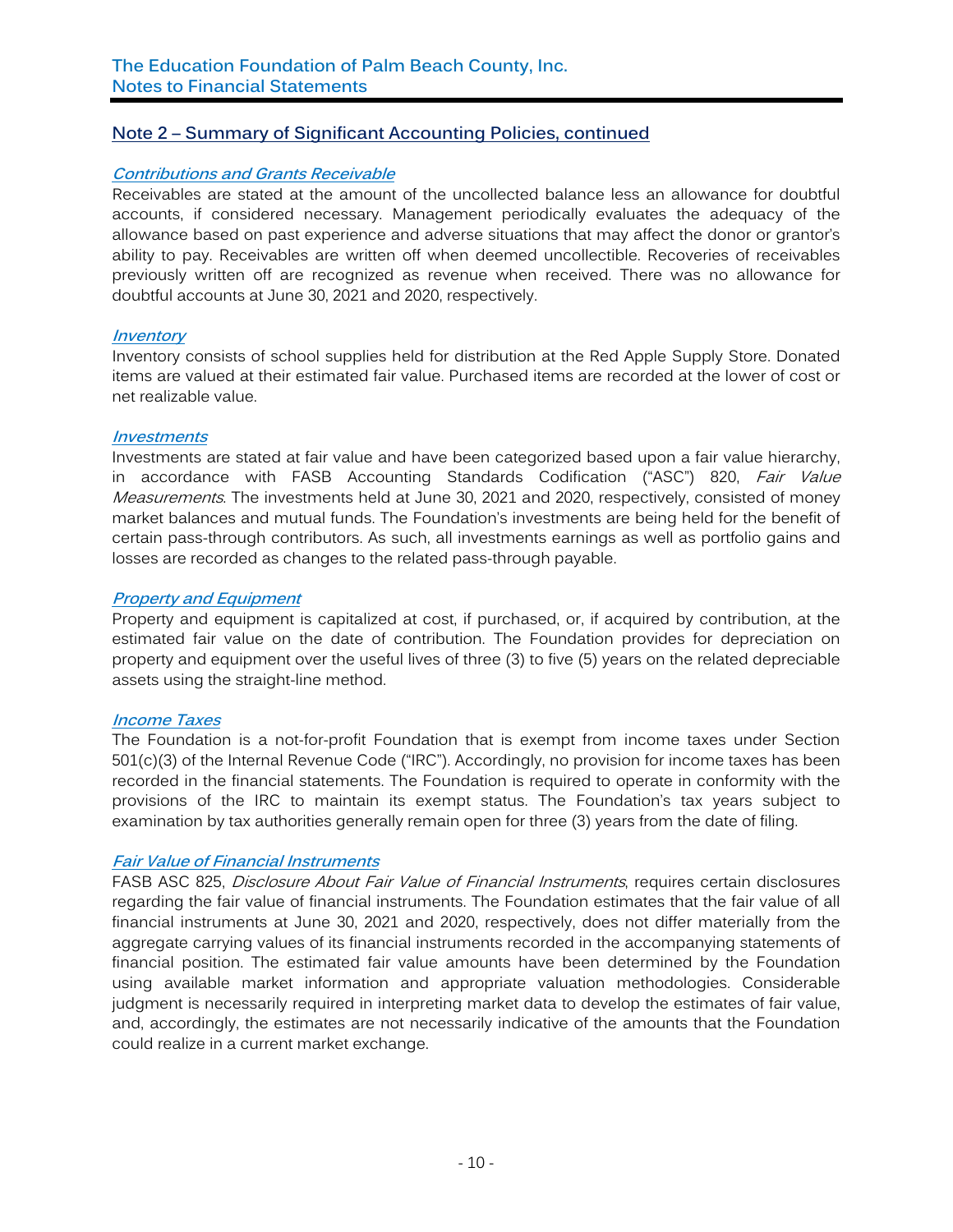## Note 2 – Summary of Significant Accounting Policies, continued

### *Contributions and Grants Receivable*

Receivables are stated at the amount of the uncollected balance less an allowance for doubtful accounts, if considered necessary. Management periodically evaluates the adequacy of the allowance based on past experience and adverse situations that may affect the donor or grantor's ability to pay. Receivables are written off when deemed uncollectible. Recoveries of receivables previously written off are recognized as revenue when received. There was no allowance for doubtful accounts at June 30, 2021 and 2020, respectively.

### *Inventory*

Inventory consists of school supplies held for distribution at the Red Apple Supply Store. Donated items are valued at their estimated fair value. Purchased items are recorded at the lower of cost or net realizable value.

### *Investments*

Investments are stated at fair value and have been categorized based upon a fair value hierarchy, in accordance with FASB Accounting Standards Codification ("ASC") 820, *Fair Value Measurements*. The investments held at June 30, 2021 and 2020, respectively, consisted of money market balances and mutual funds. The Foundation's investments are being held for the benefit of certain pass-through contributors. As such, all investments earnings as well as portfolio gains and losses are recorded as changes to the related pass-through payable.

### *Property and Equipment*

Property and equipment is capitalized at cost, if purchased, or, if acquired by contribution, at the estimated fair value on the date of contribution. The Foundation provides for depreciation on property and equipment over the useful lives of three (3) to five (5) years on the related depreciable assets using the straight-line method.

### *Income Taxes*

The Foundation is a not-for-profit Foundation that is exempt from income taxes under Section 501(c)(3) of the Internal Revenue Code ("IRC"). Accordingly, no provision for income taxes has been recorded in the financial statements. The Foundation is required to operate in conformity with the provisions of the IRC to maintain its exempt status. The Foundation's tax years subject to examination by tax authorities generally remain open for three (3) years from the date of filing.

### *Fair Value of Financial Instruments*

FASB ASC 825, *Disclosure About Fair Value of Financial Instruments*, requires certain disclosures regarding the fair value of financial instruments. The Foundation estimates that the fair value of all financial instruments at June 30, 2021 and 2020, respectively, does not differ materially from the aggregate carrying values of its financial instruments recorded in the accompanying statements of financial position. The estimated fair value amounts have been determined by the Foundation using available market information and appropriate valuation methodologies. Considerable judgment is necessarily required in interpreting market data to develop the estimates of fair value, and, accordingly, the estimates are not necessarily indicative of the amounts that the Foundation could realize in a current market exchange.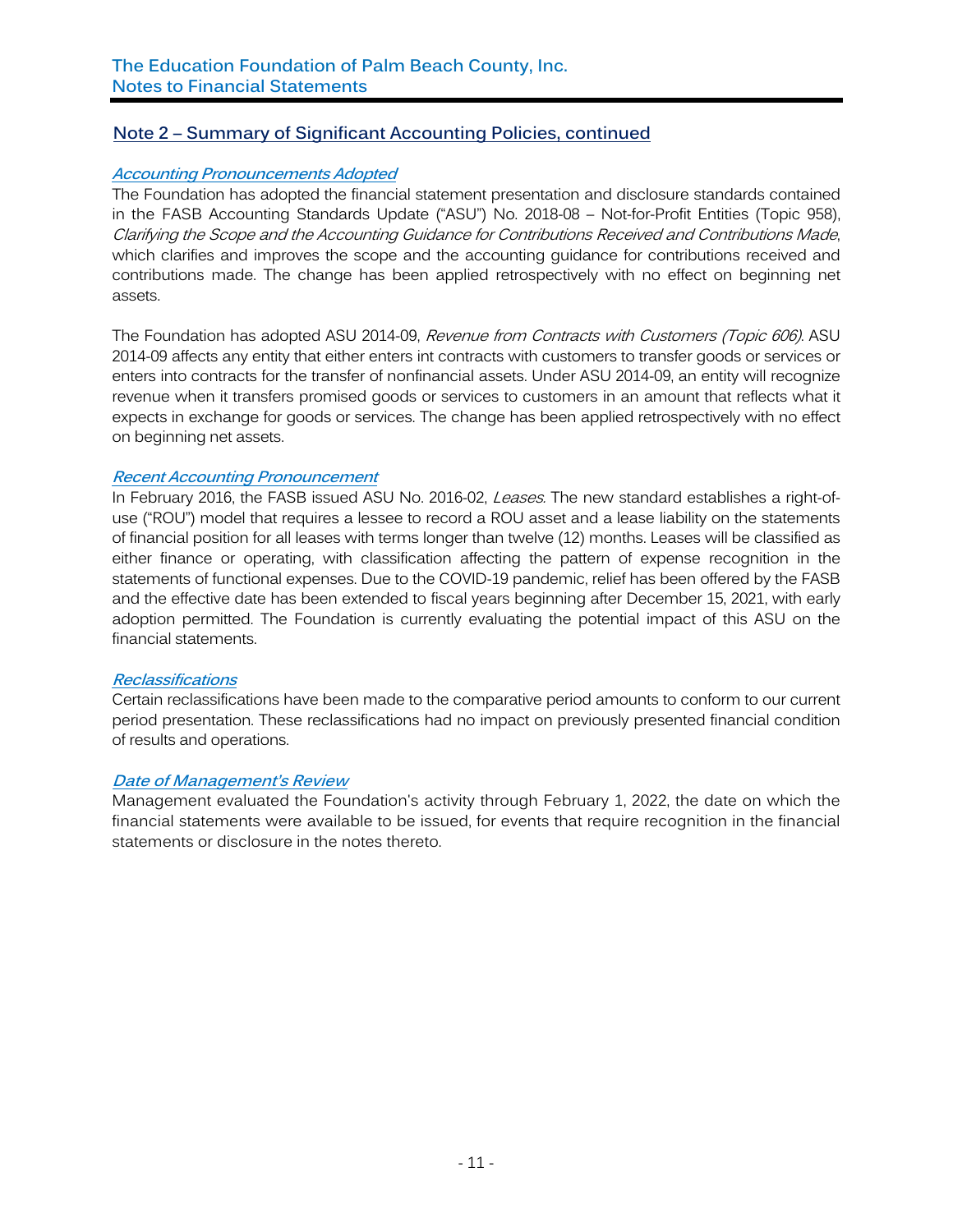## Note 2 – Summary of Significant Accounting Policies, continued

### *Accounting Pronouncements Adopted*

The Foundation has adopted the financial statement presentation and disclosure standards contained in the FASB Accounting Standards Update ("ASU") No. 2018-08 – Not-for-Profit Entities (Topic 958), *Clarifying the Scope and the Accounting Guidance for Contributions Received and Contributions Made*, which clarifies and improves the scope and the accounting guidance for contributions received and contributions made. The change has been applied retrospectively with no effect on beginning net assets.

The Foundation has adopted ASU 2014-09, *Revenue from Contracts with Customers (Topic 606)*. ASU 2014-09 affects any entity that either enters int contracts with customers to transfer goods or services or enters into contracts for the transfer of nonfinancial assets. Under ASU 2014-09, an entity will recognize revenue when it transfers promised goods or services to customers in an amount that reflects what it expects in exchange for goods or services. The change has been applied retrospectively with no effect on beginning net assets.

### *Recent Accounting Pronouncement*

In February 2016, the FASB issued ASU No. 2016-02, *Leases*. The new standard establishes a right-of-use ("ROU") model that requires a lessee to record a ROU asset and a lease liability on the statements of financial position for all leases with terms longer than twelve (12) months. Leases will be classified as either finance or operating, with classification affecting the pattern of expense recognition in the statements of functional expenses. Due to the COVID-19 pandemic, relief has been offered by the FASB and the effective date has been extended to fiscal years beginning after December 15, 2021, with early adoption permitted. The Foundation is currently evaluating the potential impact of this ASU on the financial statements.

### *Reclassifications*

Certain reclassifications have been made to the comparative period amounts to conform to our current period presentation. These reclassifications had no impact on previously presented financial condition of results and operations.

### *Date of Management's Review*

Management evaluated the Foundation's activity through February 1, 2022, the date on which the financial statements were available to be issued, for events that require recognition in the financial statements or disclosure in the notes thereto.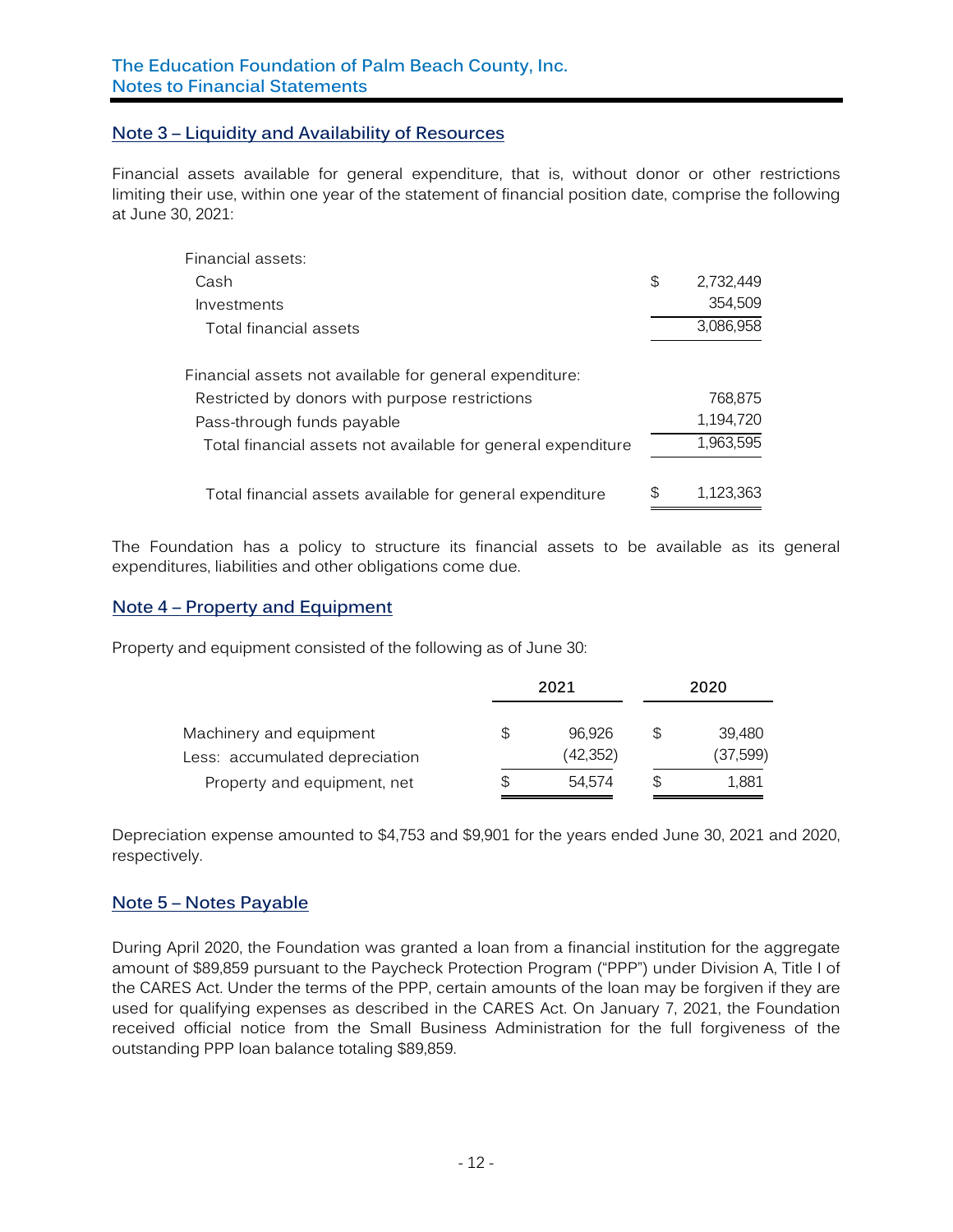## Note 3 – Liquidity and Availability of Resources

Financial assets available for general expenditure, that is, without donor or other restrictions limiting their use, within one year of the statement of financial position date, comprise the following at June 30, 2021:

| | |
|---|---|
| Financial assets: | |
| Cash | $ 2,732,449 |
| Investments | 354,509 |
| Total financial assets | 3,086,958 |
| | |
| Financial assets not available for general expenditure: | |
| Restricted by donors with purpose restrictions | 768,875 |
| Pass-through funds payable | 1,194,720 |
| Total financial assets not available for general expenditure | 1,963,595 |
| | |
| Total financial assets available for general expenditure | $ 1,123,363 |

The Foundation has a policy to structure its financial assets to be available as its general expenditures, liabilities and other obligations come due.

## Note 4 – Property and Equipment

Property and equipment consisted of the following as of June 30:

| | 2021 | 2020 |
|---|---|---|
| Machinery and equipment | $ 96,926 | $ 39,480 |
| Less: accumulated depreciation | (42,352) | (37,599) |
| Property and equipment, net | $ 54,574 | $ 1,881 |

Depreciation expense amounted to $4,753 and $9,901 for the years ended June 30, 2021 and 2020, respectively.

## Note 5 – Notes Payable

During April 2020, the Foundation was granted a loan from a financial institution for the aggregate amount of $89,859 pursuant to the Paycheck Protection Program ("PPP") under Division A, Title I of the CARES Act. Under the terms of the PPP, certain amounts of the loan may be forgiven if they are used for qualifying expenses as described in the CARES Act. On January 7, 2021, the Foundation received official notice from the Small Business Administration for the full forgiveness of the outstanding PPP loan balance totaling $89,859.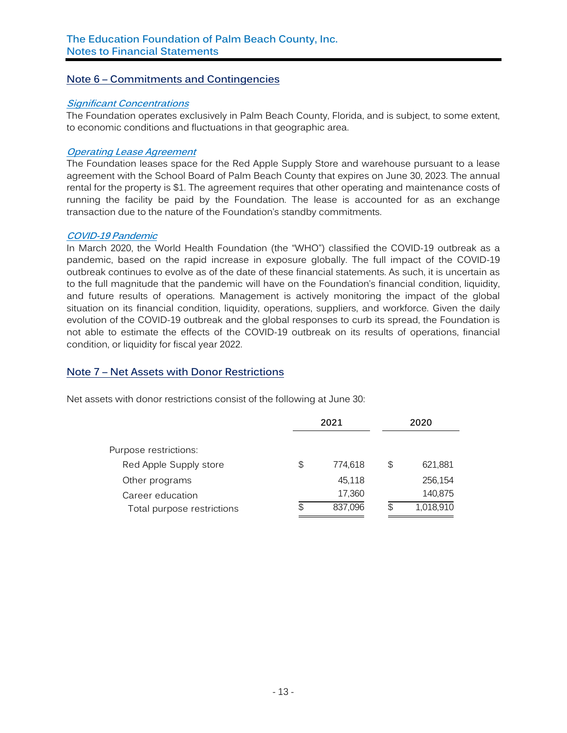## Note 6 – Commitments and Contingencies

### *Significant Concentrations*

The Foundation operates exclusively in Palm Beach County, Florida, and is subject, to some extent, to economic conditions and fluctuations in that geographic area.

### *Operating Lease Agreement*

The Foundation leases space for the Red Apple Supply Store and warehouse pursuant to a lease agreement with the School Board of Palm Beach County that expires on June 30, 2023. The annual rental for the property is $1. The agreement requires that other operating and maintenance costs of running the facility be paid by the Foundation. The lease is accounted for as an exchange transaction due to the nature of the Foundation's standby commitments.

### *COVID-19 Pandemic*

In March 2020, the World Health Foundation (the "WHO") classified the COVID-19 outbreak as a pandemic, based on the rapid increase in exposure globally. The full impact of the COVID-19 outbreak continues to evolve as of the date of these financial statements. As such, it is uncertain as to the full magnitude that the pandemic will have on the Foundation's financial condition, liquidity, and future results of operations. Management is actively monitoring the impact of the global situation on its financial condition, liquidity, operations, suppliers, and workforce. Given the daily evolution of the COVID-19 outbreak and the global responses to curb its spread, the Foundation is not able to estimate the effects of the COVID-19 outbreak on its results of operations, financial condition, or liquidity for fiscal year 2022.

## Note 7 – Net Assets with Donor Restrictions

Net assets with donor restrictions consist of the following at June 30:

| | 2021 | 2020 |
|---|---|---|
| Purpose restrictions: | | |
| Red Apple Supply store | $ 774,618 | $ 621,881 |
| Other programs | 45,118 | 256,154 |
| Career education | 17,360 | 140,875 |
| Total purpose restrictions | $ 837,096 | $ 1,018,910 |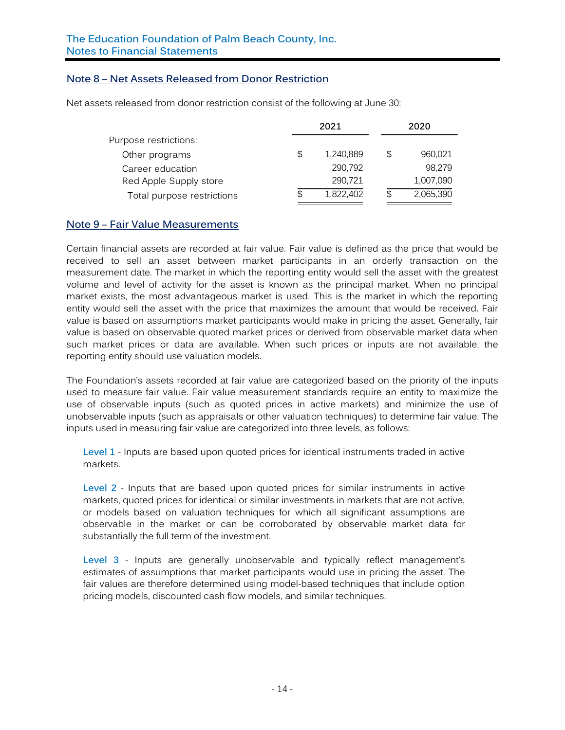## Note 8 – Net Assets Released from Donor Restriction

Net assets released from donor restriction consist of the following at June 30:

| | 2021 | 2020 |
|---|---|---|
| Purpose restrictions: | | |
| Other programs | $ 1,240,889 | $ 960,021 |
| Career education | 290,792 | 98,279 |
| Red Apple Supply store | 290,721 | 1,007,090 |
| Total purpose restrictions | $ 1,822,402 | $ 2,065,390 |

## Note 9 – Fair Value Measurements

Certain financial assets are recorded at fair value. Fair value is defined as the price that would be received to sell an asset between market participants in an orderly transaction on the measurement date. The market in which the reporting entity would sell the asset with the greatest volume and level of activity for the asset is known as the principal market. When no principal market exists, the most advantageous market is used. This is the market in which the reporting entity would sell the asset with the price that maximizes the amount that would be received. Fair value is based on assumptions market participants would make in pricing the asset. Generally, fair value is based on observable quoted market prices or derived from observable market data when such market prices or data are available. When such prices or inputs are not available, the reporting entity should use valuation models.

The Foundation's assets recorded at fair value are categorized based on the priority of the inputs used to measure fair value. Fair value measurement standards require an entity to maximize the use of observable inputs (such as quoted prices in active markets) and minimize the use of unobservable inputs (such as appraisals or other valuation techniques) to determine fair value. The inputs used in measuring fair value are categorized into three levels, as follows:

Level 1 - Inputs are based upon quoted prices for identical instruments traded in active markets.

Level 2 - Inputs that are based upon quoted prices for similar instruments in active markets, quoted prices for identical or similar investments in markets that are not active, or models based on valuation techniques for which all significant assumptions are observable in the market or can be corroborated by observable market data for substantially the full term of the investment.

Level 3 - Inputs are generally unobservable and typically reflect management's estimates of assumptions that market participants would use in pricing the asset. The fair values are therefore determined using model-based techniques that include option pricing models, discounted cash flow models, and similar techniques.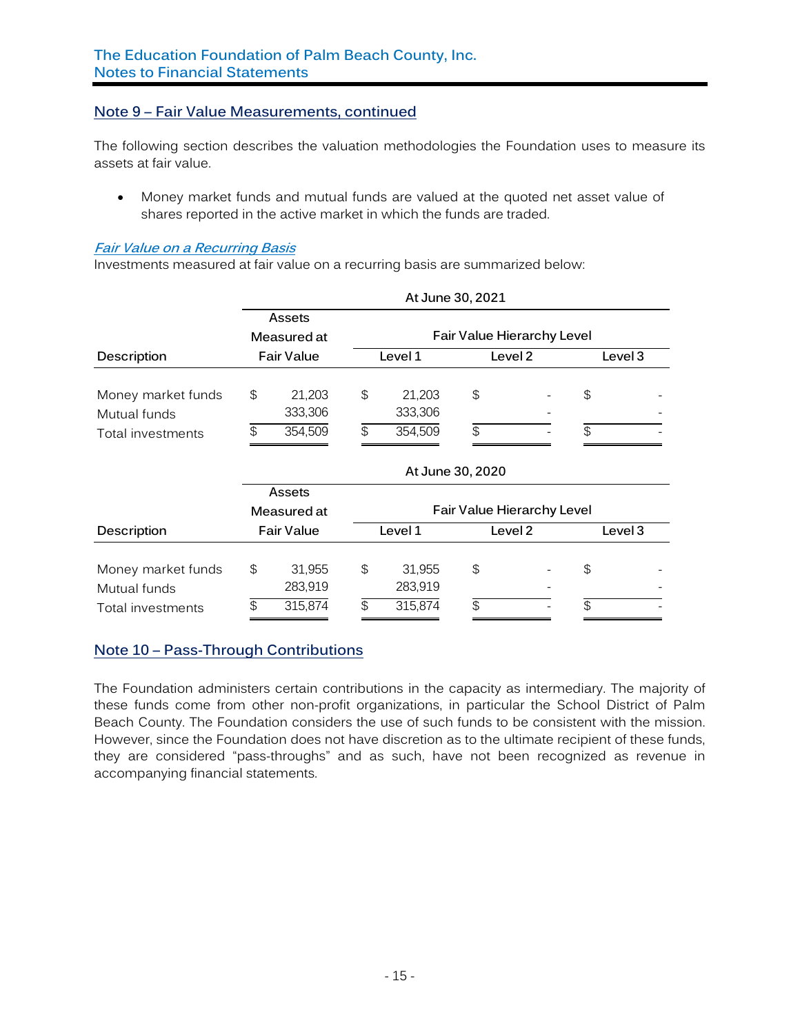## Note 9 – Fair Value Measurements, continued

The following section describes the valuation methodologies the Foundation uses to measure its assets at fair value.

- Money market funds and mutual funds are valued at the quoted net asset value of shares reported in the active market in which the funds are traded.

### *Fair Value on a Recurring Basis*

Investments measured at fair value on a recurring basis are summarized below:

| | At June 30, 2021 | | | |
|---|---|---|---|---|
| | Assets Measured at | Fair Value Hierarchy Level | | |
| Description | Fair Value | Level 1 | Level 2 | Level 3 |
| Money market funds | $ 21,203 | $ 21,203 | $ - | $ - |
| Mutual funds | 333,306 | 333,306 | - | - |
| Total investments | $ 354,509 | $ 354,509 | $ - | $ - |

| | At June 30, 2020 | | | |
|---|---|---|---|---|
| | Assets Measured at | Fair Value Hierarchy Level | | |
| Description | Fair Value | Level 1 | Level 2 | Level 3 |
| Money market funds | $ 31,955 | $ 31,955 | $ - | $ - |
| Mutual funds | 283,919 | 283,919 | - | - |
| Total investments | $ 315,874 | $ 315,874 | $ - | $ - |

## Note 10 – Pass-Through Contributions

The Foundation administers certain contributions in the capacity as intermediary. The majority of these funds come from other non-profit organizations, in particular the School District of Palm Beach County. The Foundation considers the use of such funds to be consistent with the mission. However, since the Foundation does not have discretion as to the ultimate recipient of these funds, they are considered "pass-throughs" and as such, have not been recognized as revenue in accompanying financial statements.